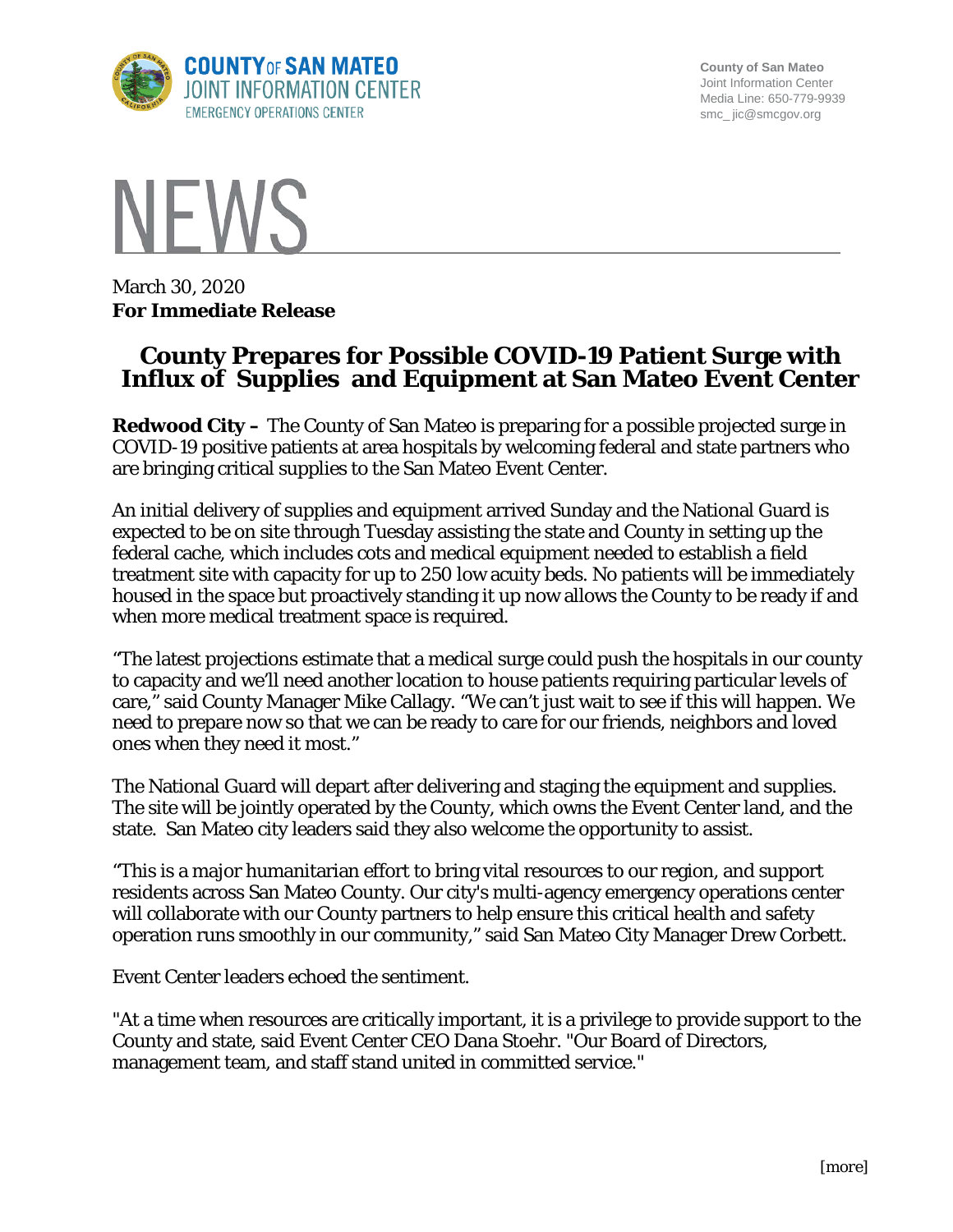COUNTY OF SAN MATEO
JOINT INFORMATION CENTER
EMERGENCY OPERATIONS CENTER

County of San Mateo
Joint Information Center
Media Line: 650-779-9939
smc_ jic@smcgov.org

# NEWS

March 30, 2020
**For Immediate Release**

## County Prepares for Possible COVID-19 Patient Surge with Influx of Supplies and Equipment at San Mateo Event Center

**Redwood City –** The County of San Mateo is preparing for a possible projected surge in COVID-19 positive patients at area hospitals by welcoming federal and state partners who are bringing critical supplies to the San Mateo Event Center.

An initial delivery of supplies and equipment arrived Sunday and the National Guard is expected to be on site through Tuesday assisting the state and County in setting up the federal cache, which includes cots and medical equipment needed to establish a field treatment site with capacity for up to 250 low acuity beds. No patients will be immediately housed in the space but proactively standing it up now allows the County to be ready if and when more medical treatment space is required.

"The latest projections estimate that a medical surge could push the hospitals in our county to capacity and we'll need another location to house patients requiring particular levels of care," said County Manager Mike Callagy. "We can't just wait to see if this will happen. We need to prepare now so that we can be ready to care for our friends, neighbors and loved ones when they need it most."

The National Guard will depart after delivering and staging the equipment and supplies. The site will be jointly operated by the County, which owns the Event Center land, and the state. San Mateo city leaders said they also welcome the opportunity to assist.

"This is a major humanitarian effort to bring vital resources to our region, and support residents across San Mateo County. Our city's multi-agency emergency operations center will collaborate with our County partners to help ensure this critical health and safety operation runs smoothly in our community," said San Mateo City Manager Drew Corbett.

Event Center leaders echoed the sentiment.

"At a time when resources are critically important, it is a privilege to provide support to the County and state, said Event Center CEO Dana Stoehr. "Our Board of Directors, management team, and staff stand united in committed service."

[more]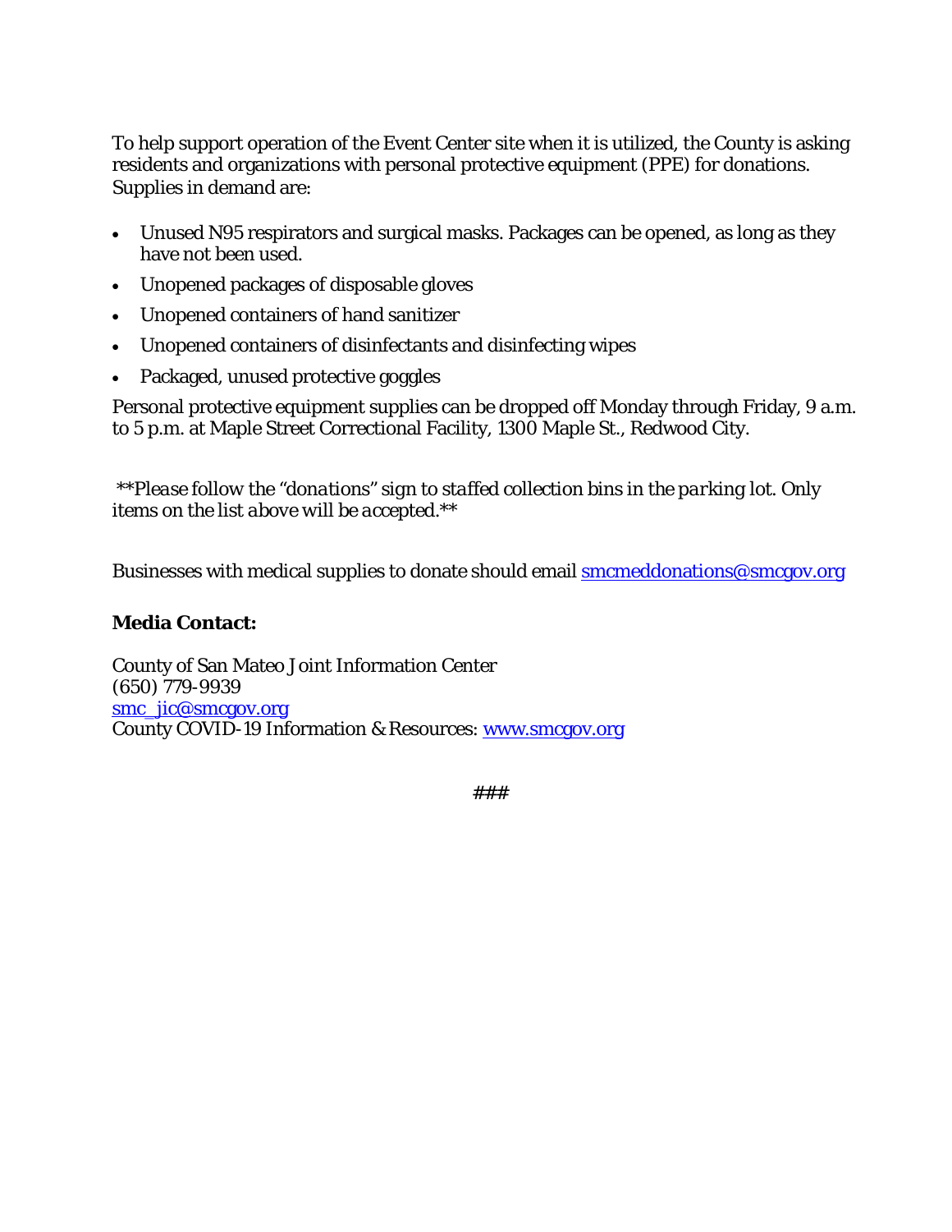To help support operation of the Event Center site when it is utilized, the County is asking residents and organizations with personal protective equipment (PPE) for donations. Supplies in demand are:

- Unused N95 respirators and surgical masks. Packages can be opened, as long as they have not been used.
- Unopened packages of disposable gloves
- Unopened containers of hand sanitizer
- Unopened containers of disinfectants and disinfecting wipes
- Packaged, unused protective goggles

Personal protective equipment supplies can be dropped off Monday through Friday, 9 a.m. to 5 p.m. at Maple Street Correctional Facility, 1300 Maple St., Redwood City.

*\*\*Please follow the "donations" sign to staffed collection bins in the parking lot. Only items on the list above will be accepted.\*\**

Businesses with medical supplies to donate should email smcmeddonations@smcgov.org

**Media Contact:**

County of San Mateo Joint Information Center
(650) 779-9939
smc_jic@smcgov.org
County COVID-19 Information & Resources: www.smcgov.org

###